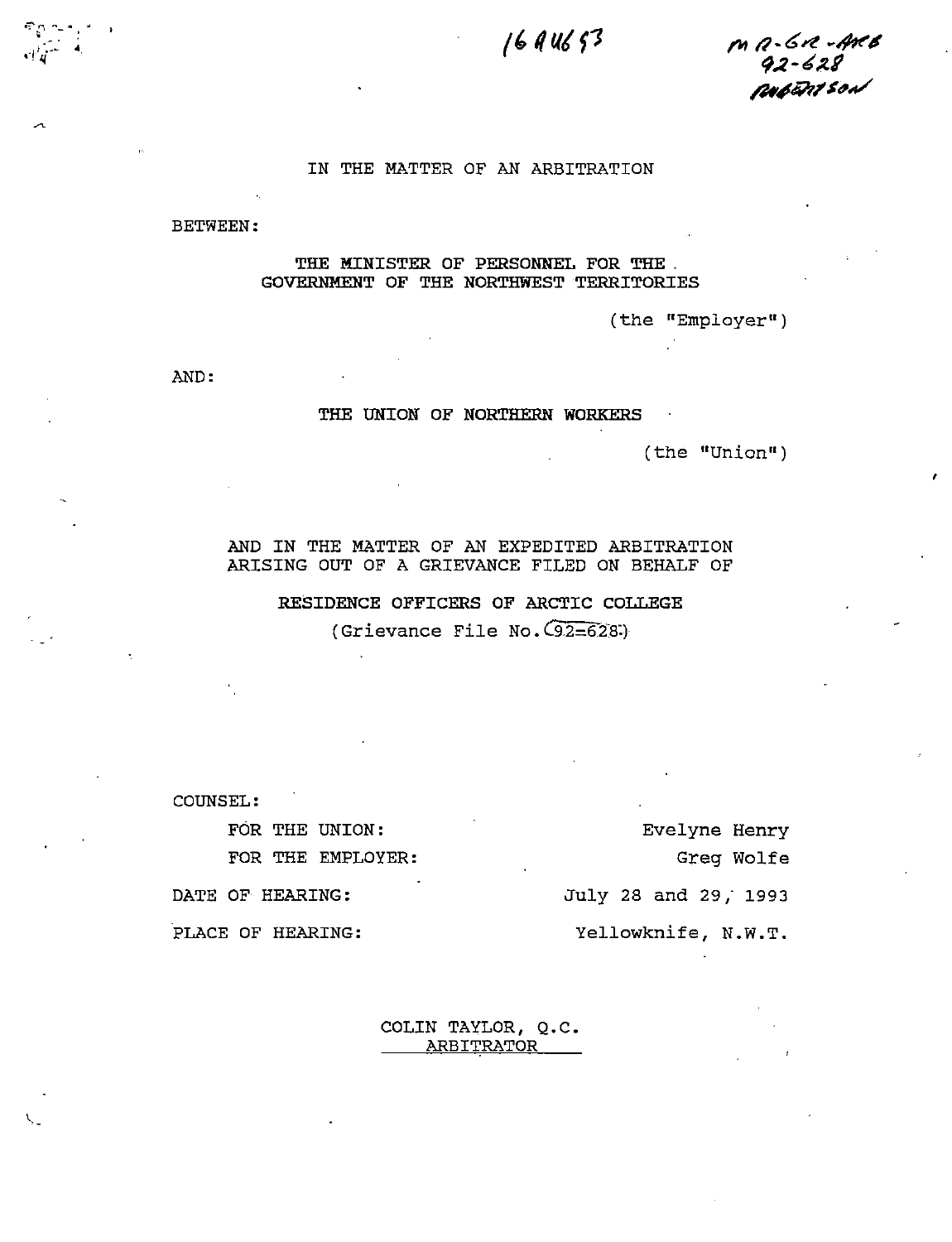16AU693

MR-GR-ARB
92-628
ROBERTSON

IN THE MATTER OF AN ARBITRATION

BETWEEN:

THE MINISTER OF PERSONNEL FOR THE
GOVERNMENT OF THE NORTHWEST TERRITORIES

(the "Employer")

AND:

THE UNION OF NORTHERN WORKERS

(the "Union")

AND IN THE MATTER OF AN EXPEDITED ARBITRATION
ARISING OUT OF A GRIEVANCE FILED ON BEHALF OF

RESIDENCE OFFICERS OF ARCTIC COLLEGE
(Grievance File No. 92=628)

COUNSEL:

| | |
|---|---|
| FOR THE UNION: | Evelyne Henry |
| FOR THE EMPLOYER: | Greg Wolfe |
| DATE OF HEARING: | July 28 and 29, 1993 |
| PLACE OF HEARING: | Yellowknife, N.W.T. |

COLIN TAYLOR, Q.C.
ARBITRATOR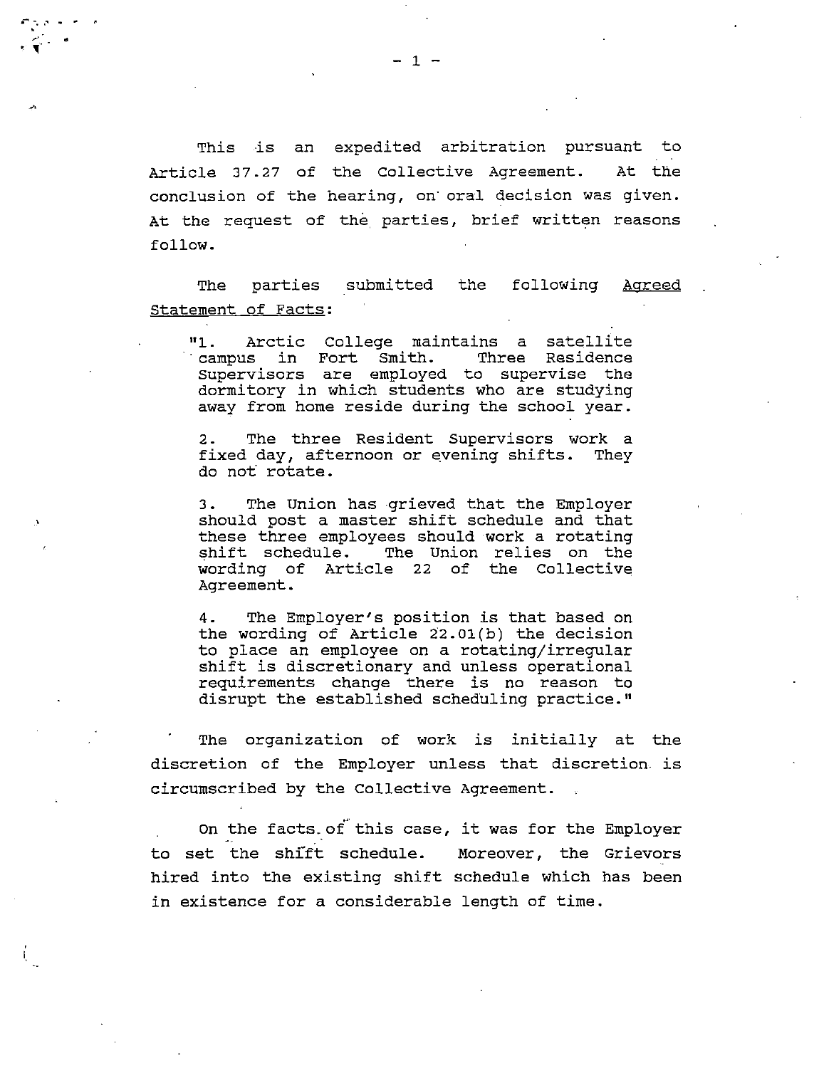This is an expedited arbitration pursuant to Article 37.27 of the Collective Agreement. At the conclusion of the hearing, on oral decision was given. At the request of the parties, brief written reasons follow.

The parties submitted the following Agreed Statement of Facts:

> "1. Arctic College maintains a satellite campus in Fort Smith. Three Residence Supervisors are employed to supervise the dormitory in which students who are studying away from home reside during the school year.
>
> 2. The three Resident Supervisors work a fixed day, afternoon or evening shifts. They do not rotate.
>
> 3. The Union has grieved that the Employer should post a master shift schedule and that these three employees should work a rotating shift schedule. The Union relies on the wording of Article 22 of the Collective Agreement.
>
> 4. The Employer's position is that based on the wording of Article 22.01(b) the decision to place an employee on a rotating/irregular shift is discretionary and unless operational requirements change there is no reason to disrupt the established scheduling practice."

The organization of work is initially at the discretion of the Employer unless that discretion is circumscribed by the Collective Agreement.

On the facts of this case, it was for the Employer to set the shift schedule. Moreover, the Grievors hired into the existing shift schedule which has been in existence for a considerable length of time.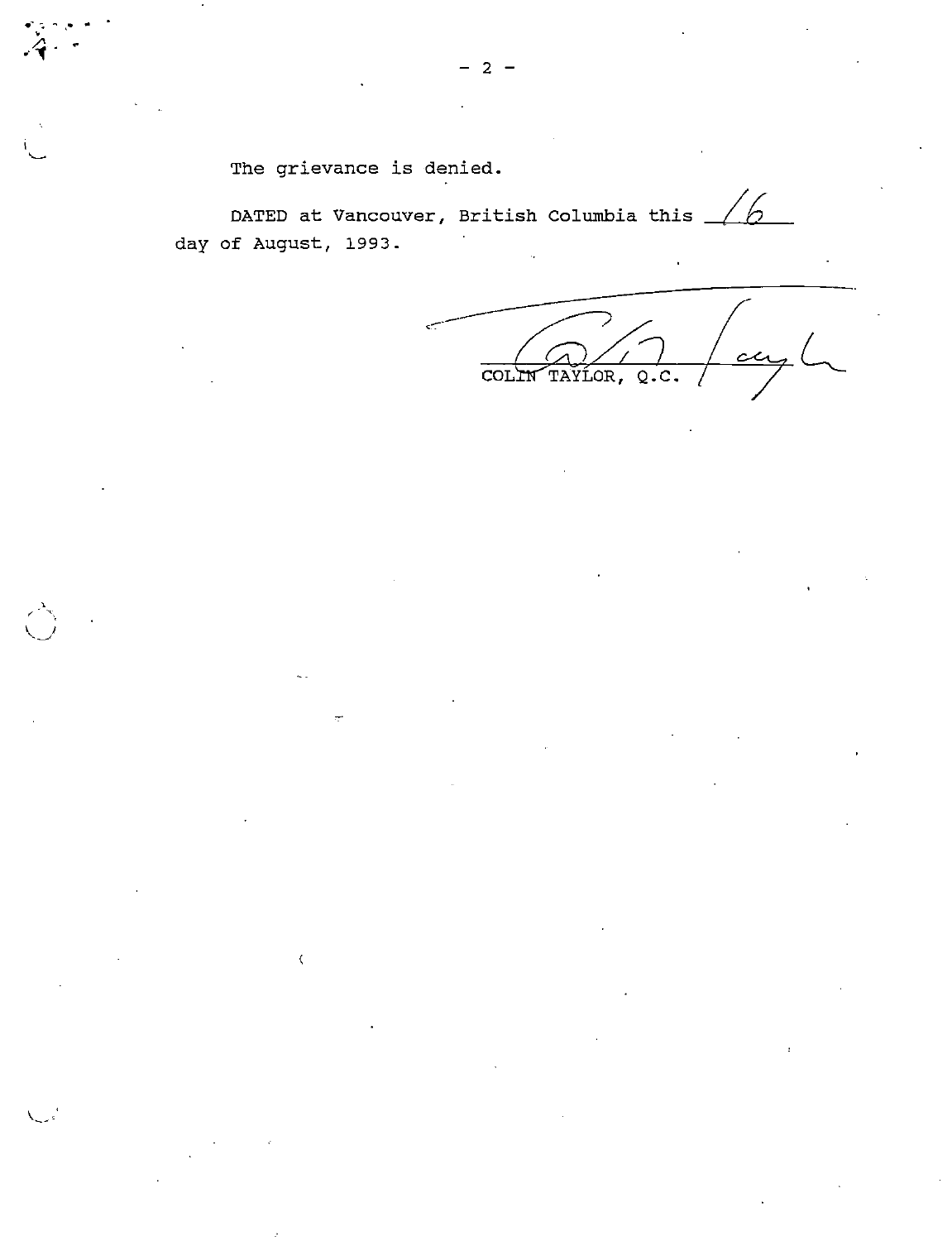The grievance is denied.

DATED at Vancouver, British Columbia this 16 day of August, 1993.

COLIN TAYLOR, Q.C.